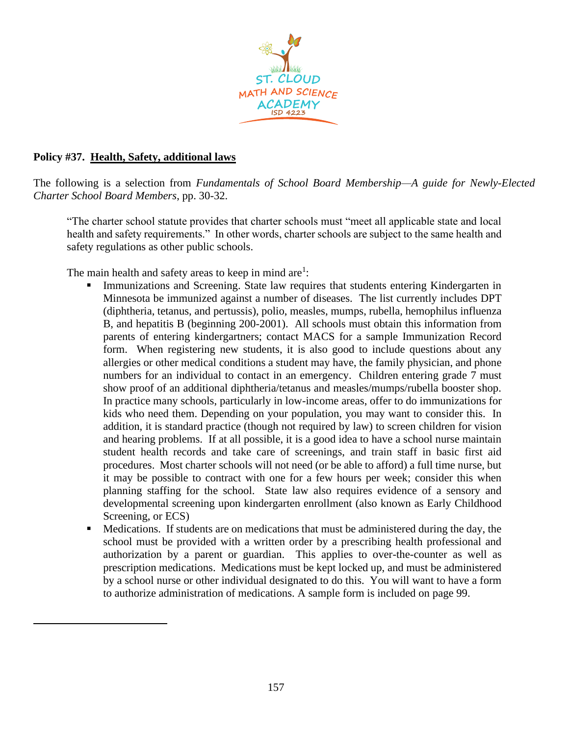ST. CLOUD MATH AND SCIENCE ACADEMY
ISD 4223

**Policy #37. Health, Safety, additional laws**

The following is a selection from *Fundamentals of School Board Membership—A guide for Newly-Elected Charter School Board Members*, pp. 30-32.

> "The charter school statute provides that charter schools must "meet all applicable state and local health and safety requirements." In other words, charter schools are subject to the same health and safety regulations as other public schools.
>
> The main health and safety areas to keep in mind are[1]:
>
> - Immunizations and Screening. State law requires that students entering Kindergarten in Minnesota be immunized against a number of diseases. The list currently includes DPT (diphtheria, tetanus, and pertussis), polio, measles, mumps, rubella, hemophilus influenza B, and hepatitis B (beginning 200-2001). All schools must obtain this information from parents of entering kindergartners; contact MACS for a sample Immunization Record form. When registering new students, it is also good to include questions about any allergies or other medical conditions a student may have, the family physician, and phone numbers for an individual to contact in an emergency. Children entering grade 7 must show proof of an additional diphtheria/tetanus and measles/mumps/rubella booster shop. In practice many schools, particularly in low-income areas, offer to do immunizations for kids who need them. Depending on your population, you may want to consider this. In addition, it is standard practice (though not required by law) to screen children for vision and hearing problems. If at all possible, it is a good idea to have a school nurse maintain student health records and take care of screenings, and train staff in basic first aid procedures. Most charter schools will not need (or be able to afford) a full time nurse, but it may be possible to contract with one for a few hours per week; consider this when planning staffing for the school. State law also requires evidence of a sensory and developmental screening upon kindergarten enrollment (also known as Early Childhood Screening, or ECS)
> - Medications. If students are on medications that must be administered during the day, the school must be provided with a written order by a prescribing health professional and authorization by a parent or guardian. This applies to over-the-counter as well as prescription medications. Medications must be kept locked up, and must be administered by a school nurse or other individual designated to do this. You will want to have a form to authorize administration of medications. A sample form is included on page 99.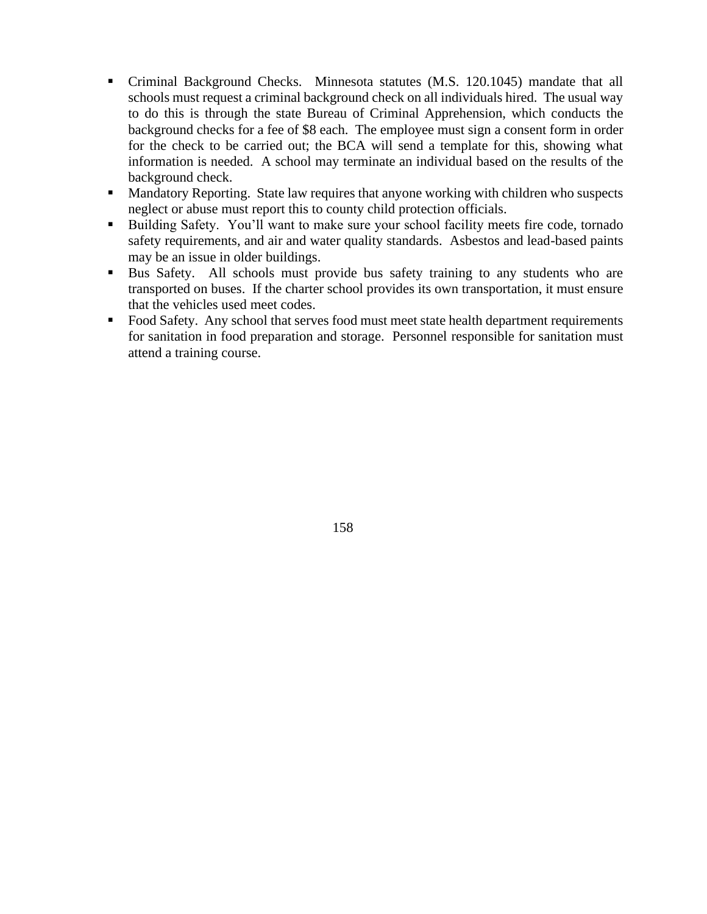- Criminal Background Checks. Minnesota statutes (M.S. 120.1045) mandate that all schools must request a criminal background check on all individuals hired. The usual way to do this is through the state Bureau of Criminal Apprehension, which conducts the background checks for a fee of $8 each. The employee must sign a consent form in order for the check to be carried out; the BCA will send a template for this, showing what information is needed. A school may terminate an individual based on the results of the background check.
- Mandatory Reporting. State law requires that anyone working with children who suspects neglect or abuse must report this to county child protection officials.
- Building Safety. You'll want to make sure your school facility meets fire code, tornado safety requirements, and air and water quality standards. Asbestos and lead-based paints may be an issue in older buildings.
- Bus Safety. All schools must provide bus safety training to any students who are transported on buses. If the charter school provides its own transportation, it must ensure that the vehicles used meet codes.
- Food Safety. Any school that serves food must meet state health department requirements for sanitation in food preparation and storage. Personnel responsible for sanitation must attend a training course.